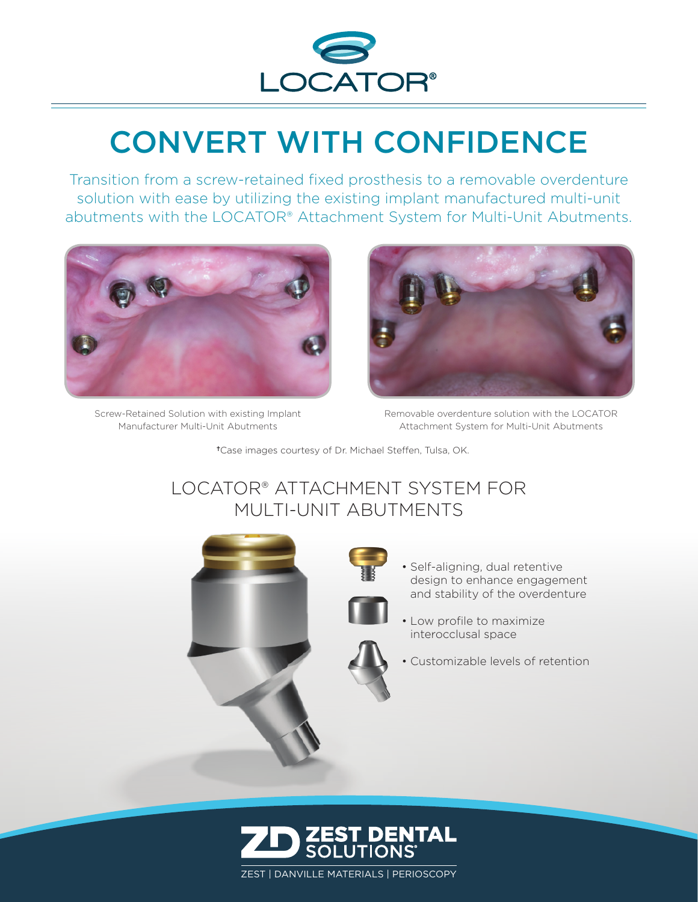# LOCATOR®

# CONVERT WITH CONFIDENCE

Transition from a screw-retained fixed prosthesis to a removable overdenture solution with ease by utilizing the existing implant manufactured multi-unit abutments with the LOCATOR® Attachment System for Multi-Unit Abutments.

Screw-Retained Solution with existing Implant Manufacturer Multi-Unit Abutments

Removable overdenture solution with the LOCATOR Attachment System for Multi-Unit Abutments

†Case images courtesy of Dr. Michael Steffen, Tulsa, OK.

## LOCATOR® ATTACHMENT SYSTEM FOR MULTI-UNIT ABUTMENTS

- Self-aligning, dual retentive design to enhance engagement and stability of the overdenture
- Low profile to maximize interocclusal space
- Customizable levels of retention

**ZEST DENTAL SOLUTIONS®**

ZEST | DANVILLE MATERIALS | PERIOSCOPY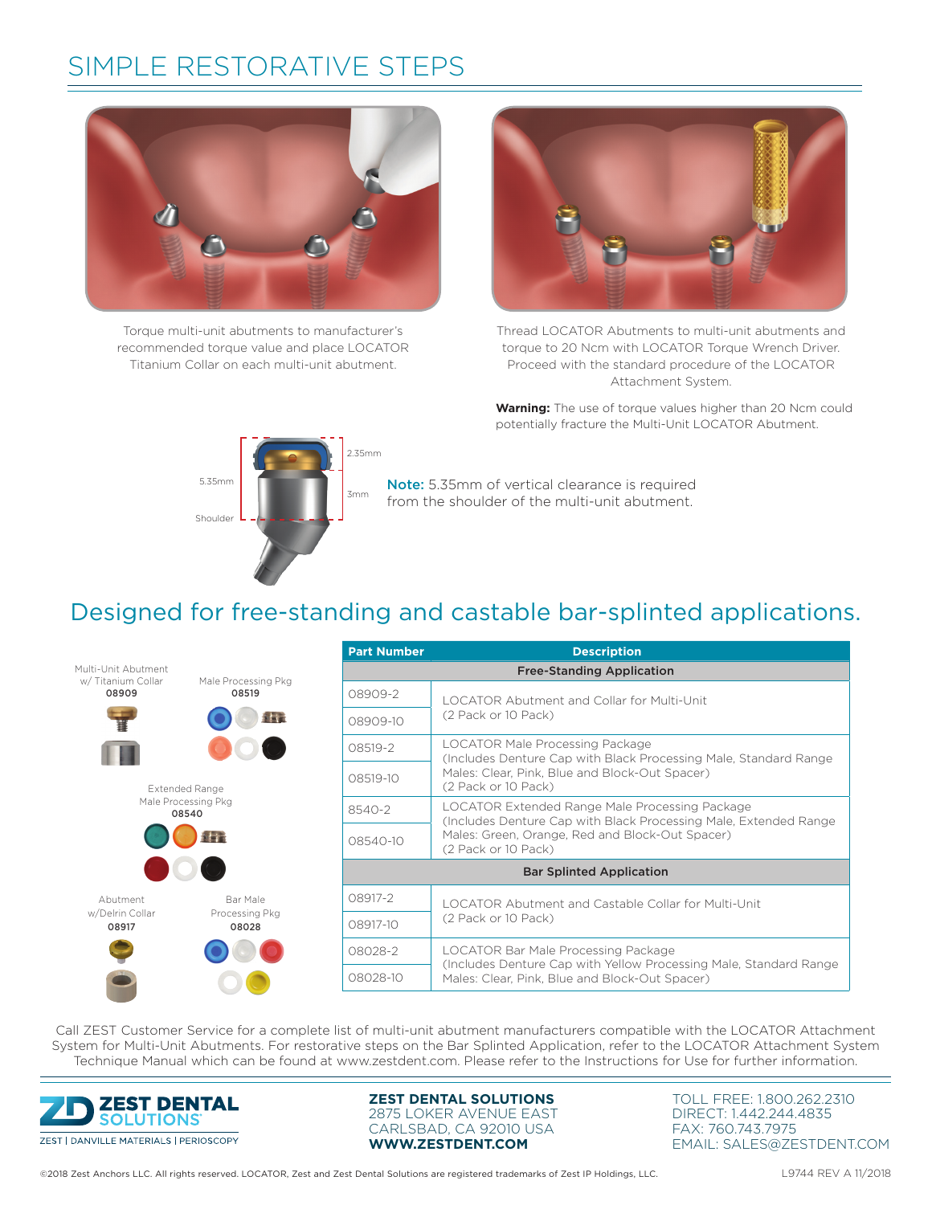# SIMPLE RESTORATIVE STEPS

Torque multi-unit abutments to manufacturer's recommended torque value and place LOCATOR Titanium Collar on each multi-unit abutment.

Thread LOCATOR Abutments to multi-unit abutments and torque to 20 Ncm with LOCATOR Torque Wrench Driver. Proceed with the standard procedure of the LOCATOR Attachment System.

**Warning:** The use of torque values higher than 20 Ncm could potentially fracture the Multi-Unit LOCATOR Abutment.

5.35mm

2.35mm

3mm

Shoulder

**Note:** 5.35mm of vertical clearance is required from the shoulder of the multi-unit abutment.

## Designed for free-standing and castable bar-splinted applications.

Multi-Unit Abutment w/ Titanium Collar **08909**

Male Processing Pkg **08519**

Extended Range Male Processing Pkg **08540**

Abutment w/Delrin Collar **08917**

Bar Male Processing Pkg **08028**

| Part Number | Description |
|---|---|
| **Free-Standing Application** | |
| 08909-2 | LOCATOR Abutment and Collar for Multi-Unit (2 Pack or 10 Pack) |
| 08909-10 | |
| 08519-2 | LOCATOR Male Processing Package (Includes Denture Cap with Black Processing Male, Standard Range Males: Clear, Pink, Blue and Block-Out Spacer) (2 Pack or 10 Pack) |
| 08519-10 | |
| 8540-2 | LOCATOR Extended Range Male Processing Package (Includes Denture Cap with Black Processing Male, Extended Range Males: Green, Orange, Red and Block-Out Spacer) (2 Pack or 10 Pack) |
| 08540-10 | |
| **Bar Splinted Application** | |
| 08917-2 | LOCATOR Abutment and Castable Collar for Multi-Unit (2 Pack or 10 Pack) |
| 08917-10 | |
| 08028-2 | LOCATOR Bar Male Processing Package (Includes Denture Cap with Yellow Processing Male, Standard Range Males: Clear, Pink, Blue and Block-Out Spacer) |
| 08028-10 | |

Call ZEST Customer Service for a complete list of multi-unit abutment manufacturers compatible with the LOCATOR Attachment System for Multi-Unit Abutments. For restorative steps on the Bar Splinted Application, refer to the LOCATOR Attachment System Technique Manual which can be found at www.zestdent.com. Please refer to the Instructions for Use for further information.

ZEST DENTAL SOLUTIONS®
ZEST | DANVILLE MATERIALS | PERIOSCOPY

**ZEST DENTAL SOLUTIONS**
2875 LOKER AVENUE EAST
CARLSBAD, CA 92010 USA
**WWW.ZESTDENT.COM**

TOLL FREE: 1.800.262.2310
DIRECT: 1.442.244.4835
FAX: 760.743.7975
EMAIL: SALES@ZESTDENT.COM

©2018 Zest Anchors LLC. All rights reserved. LOCATOR, Zest and Zest Dental Solutions are registered trademarks of Zest IP Holdings, LLC.

L9744 REV A 11/2018